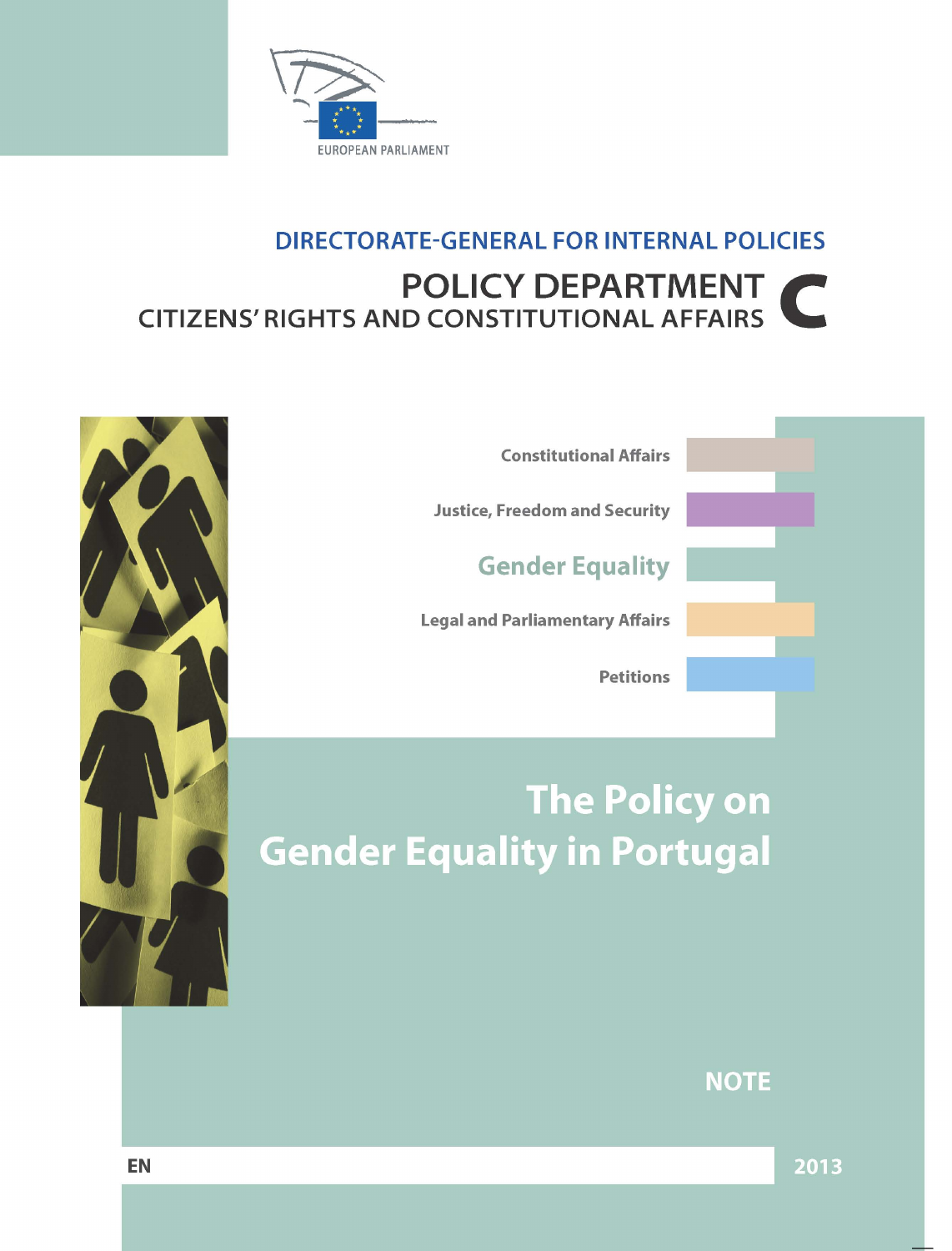EUROPEAN PARLIAMENT

DIRECTORATE-GENERAL FOR INTERNAL POLICIES

# POLICY DEPARTMENT C
## CITIZENS' RIGHTS AND CONSTITUTIONAL AFFAIRS

Constitutional Affairs

Justice, Freedom and Security

**Gender Equality**

Legal and Parliamentary Affairs

Petitions

# The Policy on Gender Equality in Portugal

**NOTE**

EN

2013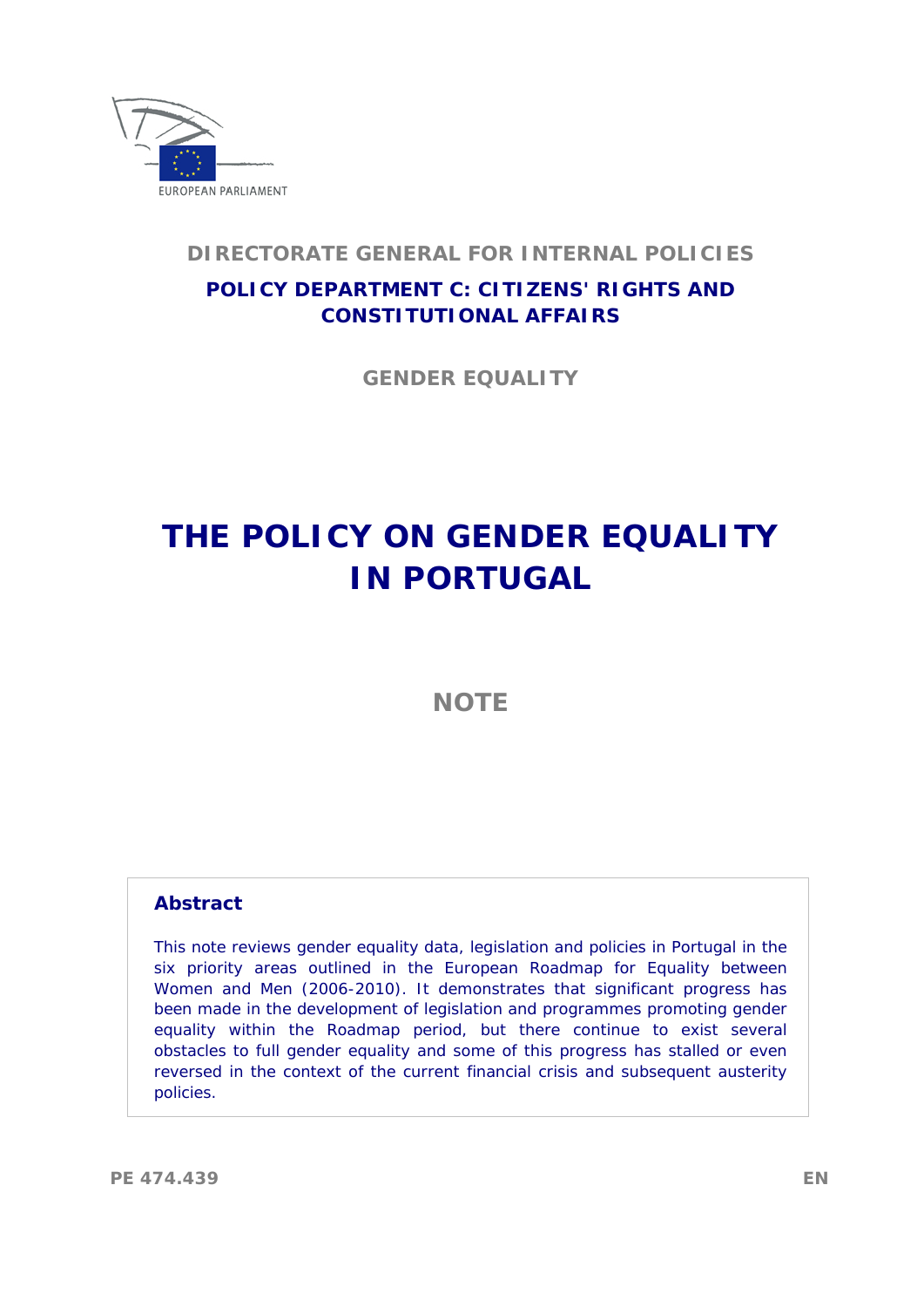DIRECTORATE GENERAL FOR INTERNAL POLICIES

**POLICY DEPARTMENT C: CITIZENS' RIGHTS AND CONSTITUTIONAL AFFAIRS**

**GENDER EQUALITY**

# THE POLICY ON GENDER EQUALITY IN PORTUGAL

## NOTE

**Abstract**

This note reviews gender equality data, legislation and policies in Portugal in the six priority areas outlined in the European Roadmap for Equality between Women and Men (2006-2010). It demonstrates that significant progress has been made in the development of legislation and programmes promoting gender equality within the Roadmap period, but there continue to exist several obstacles to full gender equality and some of this progress has stalled or even reversed in the context of the current financial crisis and subsequent austerity policies.

PE 474.439 EN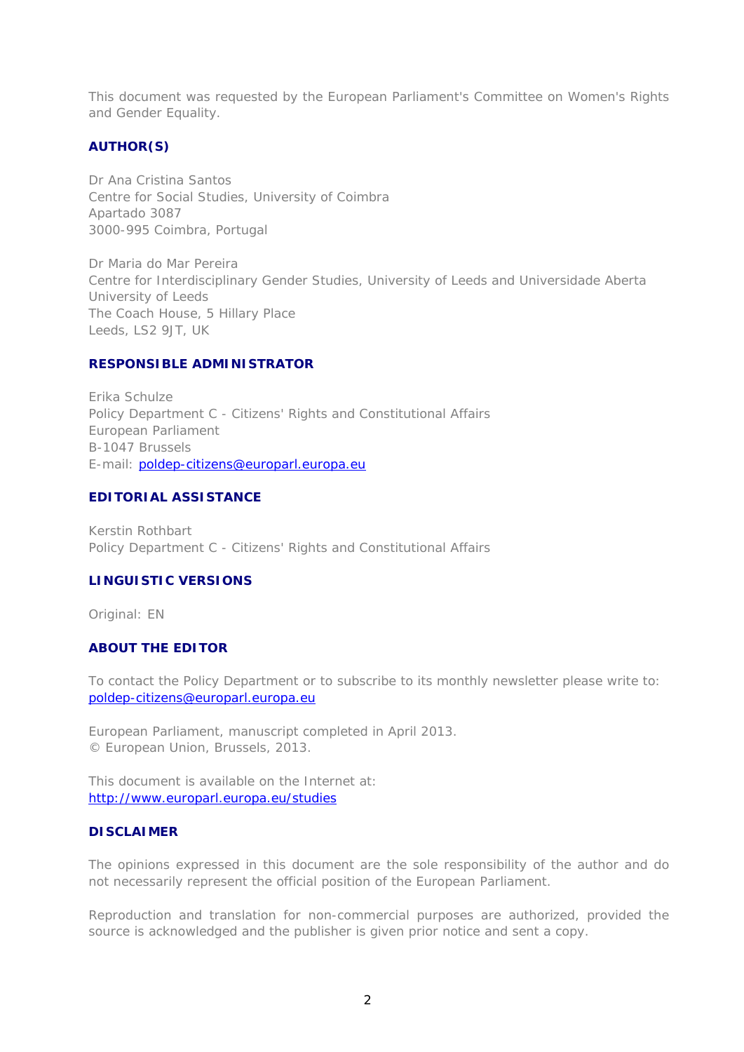This document was requested by the European Parliament's Committee on Women's Rights and Gender Equality.

### AUTHOR(S)

Dr Ana Cristina Santos
Centre for Social Studies, University of Coimbra
Apartado 3087
3000-995 Coimbra, Portugal

Dr Maria do Mar Pereira
Centre for Interdisciplinary Gender Studies, University of Leeds and Universidade Aberta
University of Leeds
The Coach House, 5 Hillary Place
Leeds, LS2 9JT, UK

### RESPONSIBLE ADMINISTRATOR

Erika Schulze
Policy Department C - Citizens' Rights and Constitutional Affairs
European Parliament
B-1047 Brussels
E-mail: poldep-citizens@europarl.europa.eu

### EDITORIAL ASSISTANCE

Kerstin Rothbart
Policy Department C - Citizens' Rights and Constitutional Affairs

### LINGUISTIC VERSIONS

Original: EN

### ABOUT THE EDITOR

To contact the Policy Department or to subscribe to its monthly newsletter please write to:
poldep-citizens@europarl.europa.eu

European Parliament, manuscript completed in April 2013.
© European Union, Brussels, 2013.

This document is available on the Internet at:
http://www.europarl.europa.eu/studies

### DISCLAIMER

The opinions expressed in this document are the sole responsibility of the author and do not necessarily represent the official position of the European Parliament.

Reproduction and translation for non-commercial purposes are authorized, provided the source is acknowledged and the publisher is given prior notice and sent a copy.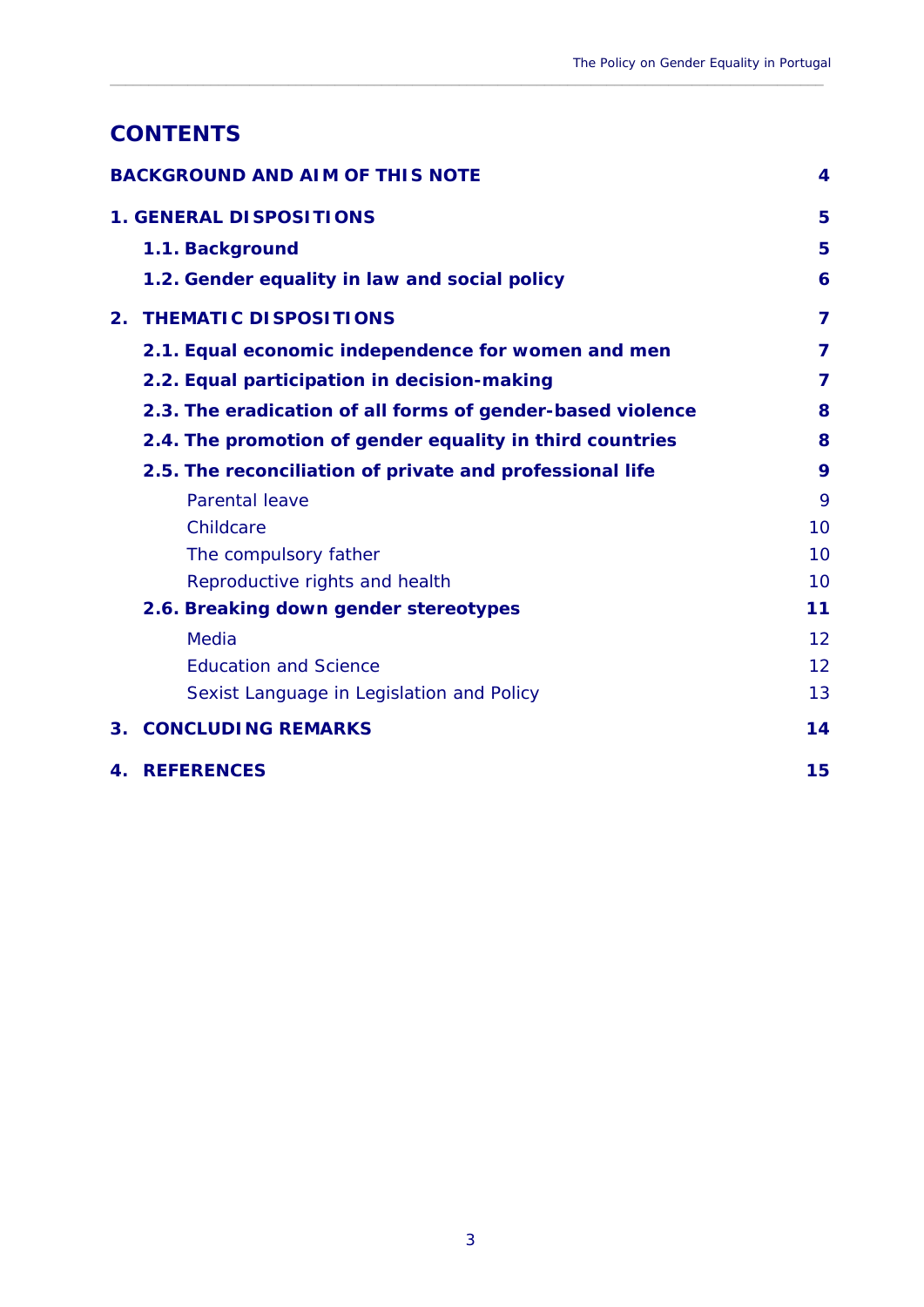# CONTENTS

| | |
|---|---|
| **BACKGROUND AND AIM OF THIS NOTE** | **4** |
| **1. GENERAL DISPOSITIONS** | **5** |
| **1.1. Background** | **5** |
| **1.2. Gender equality in law and social policy** | **6** |
| **2. THEMATIC DISPOSITIONS** | **7** |
| **2.1. Equal economic independence for women and men** | **7** |
| **2.2. Equal participation in decision-making** | **7** |
| **2.3. The eradication of all forms of gender-based violence** | **8** |
| **2.4. The promotion of gender equality in third countries** | **8** |
| **2.5. The reconciliation of private and professional life** | **9** |
| Parental leave | 9 |
| Childcare | 10 |
| The compulsory father | 10 |
| Reproductive rights and health | 10 |
| **2.6. Breaking down gender stereotypes** | **11** |
| Media | 12 |
| Education and Science | 12 |
| Sexist Language in Legislation and Policy | 13 |
| **3. CONCLUDING REMARKS** | **14** |
| **4. REFERENCES** | **15** |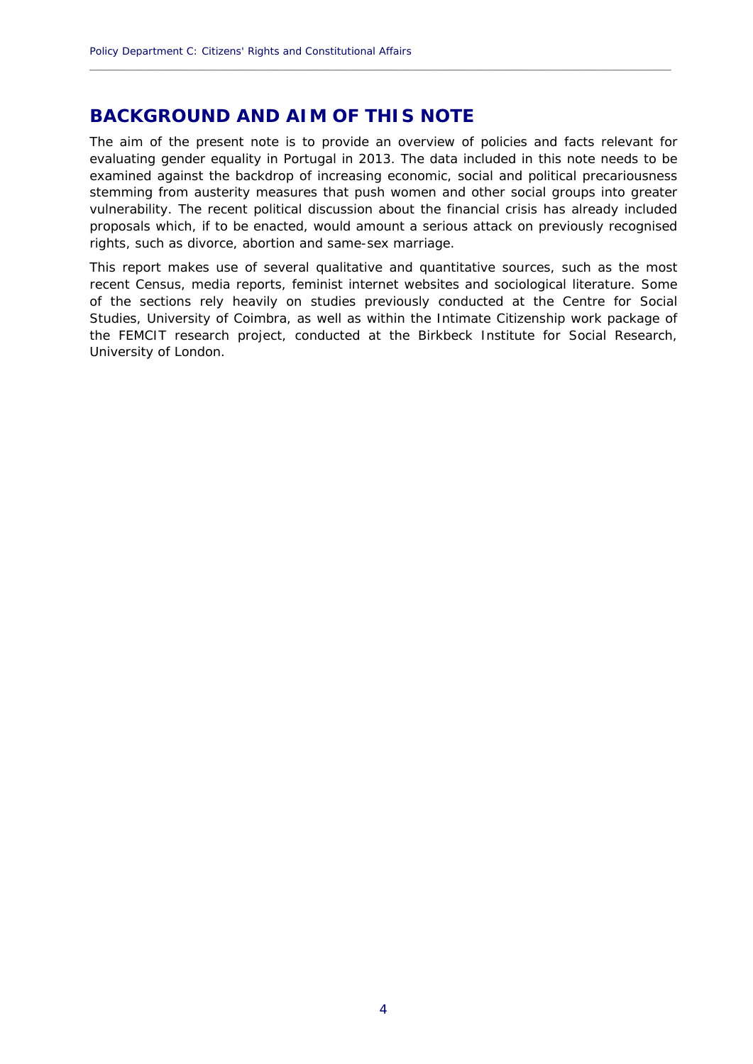## BACKGROUND AND AIM OF THIS NOTE

The aim of the present note is to provide an overview of policies and facts relevant for evaluating gender equality in Portugal in 2013. The data included in this note needs to be examined against the backdrop of increasing economic, social and political precariousness stemming from austerity measures that push women and other social groups into greater vulnerability. The recent political discussion about the financial crisis has already included proposals which, if to be enacted, would amount a serious attack on previously recognised rights, such as divorce, abortion and same-sex marriage.

This report makes use of several qualitative and quantitative sources, such as the most recent Census, media reports, feminist internet websites and sociological literature. Some of the sections rely heavily on studies previously conducted at the Centre for Social Studies, University of Coimbra, as well as within the Intimate Citizenship work package of the FEMCIT research project, conducted at the Birkbeck Institute for Social Research, University of London.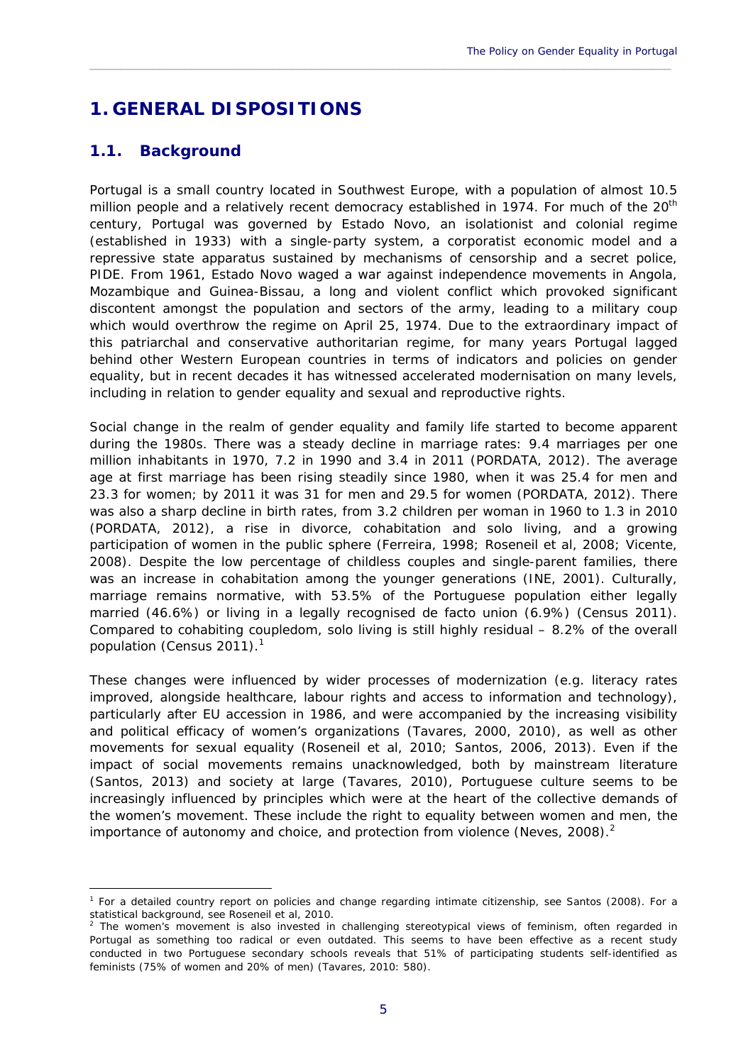# 1. GENERAL DISPOSITIONS

## 1.1. Background

Portugal is a small country located in Southwest Europe, with a population of almost 10.5 million people and a relatively recent democracy established in 1974. For much of the 20th century, Portugal was governed by Estado Novo, an isolationist and colonial regime (established in 1933) with a single-party system, a corporatist economic model and a repressive state apparatus sustained by mechanisms of censorship and a secret police, PIDE. From 1961, Estado Novo waged a war against independence movements in Angola, Mozambique and Guinea-Bissau, a long and violent conflict which provoked significant discontent amongst the population and sectors of the army, leading to a military coup which would overthrow the regime on April 25, 1974. Due to the extraordinary impact of this patriarchal and conservative authoritarian regime, for many years Portugal lagged behind other Western European countries in terms of indicators and policies on gender equality, but in recent decades it has witnessed accelerated modernisation on many levels, including in relation to gender equality and sexual and reproductive rights.

Social change in the realm of gender equality and family life started to become apparent during the 1980s. There was a steady decline in marriage rates: 9.4 marriages per one million inhabitants in 1970, 7.2 in 1990 and 3.4 in 2011 (PORDATA, 2012). The average age at first marriage has been rising steadily since 1980, when it was 25.4 for men and 23.3 for women; by 2011 it was 31 for men and 29.5 for women (PORDATA, 2012). There was also a sharp decline in birth rates, from 3.2 children per woman in 1960 to 1.3 in 2010 (PORDATA, 2012), a rise in divorce, cohabitation and solo living, and a growing participation of women in the public sphere (Ferreira, 1998; Roseneil et al, 2008; Vicente, 2008). Despite the low percentage of childless couples and single-parent families, there was an increase in cohabitation among the younger generations (INE, 2001). Culturally, marriage remains normative, with 53.5% of the Portuguese population either legally married (46.6%) or living in a legally recognised de facto union (6.9%) (Census 2011). Compared to cohabiting coupledom, solo living is still highly residual – 8.2% of the overall population (Census 2011).[1]

These changes were influenced by wider processes of modernization (e.g. literacy rates improved, alongside healthcare, labour rights and access to information and technology), particularly after EU accession in 1986, and were accompanied by the increasing visibility and political efficacy of women's organizations (Tavares, 2000, 2010), as well as other movements for sexual equality (Roseneil et al, 2010; Santos, 2006, 2013). Even if the impact of social movements remains unacknowledged, both by mainstream literature (Santos, 2013) and society at large (Tavares, 2010), Portuguese culture seems to be increasingly influenced by principles which were at the heart of the collective demands of the women's movement. These include the right to equality between women and men, the importance of autonomy and choice, and protection from violence (Neves, 2008).[2]

---

[1] For a detailed country report on policies and change regarding intimate citizenship, see Santos (2008). For a statistical background, see Roseneil et al, 2010.

[2] The women's movement is also invested in challenging stereotypical views of feminism, often regarded in Portugal as something too radical or even outdated. This seems to have been effective as a recent study conducted in two Portuguese secondary schools reveals that 51% of participating students self-identified as feminists (75% of women and 20% of men) (Tavares, 2010: 580).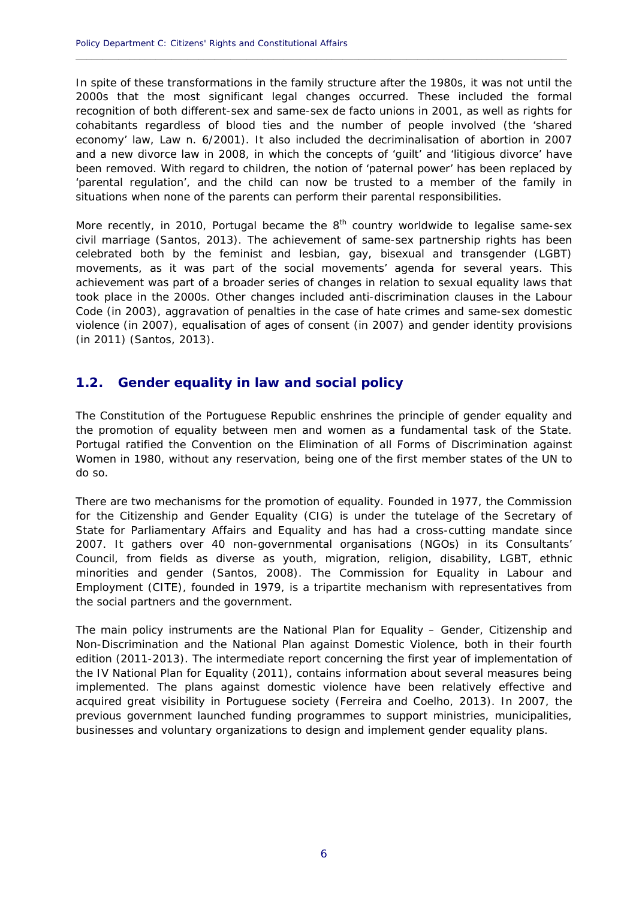In spite of these transformations in the family structure after the 1980s, it was not until the 2000s that the most significant legal changes occurred. These included the formal recognition of both different-sex and same-sex de facto unions in 2001, as well as rights for cohabitants regardless of blood ties and the number of people involved (the 'shared economy' law, Law n. 6/2001). It also included the decriminalisation of abortion in 2007 and a new divorce law in 2008, in which the concepts of 'guilt' and 'litigious divorce' have been removed. With regard to children, the notion of 'paternal power' has been replaced by 'parental regulation', and the child can now be trusted to a member of the family in situations when none of the parents can perform their parental responsibilities.

More recently, in 2010, Portugal became the 8th country worldwide to legalise same-sex civil marriage (Santos, 2013). The achievement of same-sex partnership rights has been celebrated both by the feminist and lesbian, gay, bisexual and transgender (LGBT) movements, as it was part of the social movements' agenda for several years. This achievement was part of a broader series of changes in relation to sexual equality laws that took place in the 2000s. Other changes included anti-discrimination clauses in the Labour Code (in 2003), aggravation of penalties in the case of hate crimes and same-sex domestic violence (in 2007), equalisation of ages of consent (in 2007) and gender identity provisions (in 2011) (Santos, 2013).

## 1.2. Gender equality in law and social policy

The Constitution of the Portuguese Republic enshrines the principle of gender equality and the promotion of equality between men and women as a fundamental task of the State. Portugal ratified the Convention on the Elimination of all Forms of Discrimination against Women in 1980, without any reservation, being one of the first member states of the UN to do so.

There are two mechanisms for the promotion of equality. Founded in 1977, the Commission for the Citizenship and Gender Equality (CIG) is under the tutelage of the Secretary of State for Parliamentary Affairs and Equality and has had a cross-cutting mandate since 2007. It gathers over 40 non-governmental organisations (NGOs) in its Consultants' Council, from fields as diverse as youth, migration, religion, disability, LGBT, ethnic minorities and gender (Santos, 2008). The Commission for Equality in Labour and Employment (CITE), founded in 1979, is a tripartite mechanism with representatives from the social partners and the government.

The main policy instruments are the National Plan for Equality – Gender, Citizenship and Non-Discrimination and the National Plan against Domestic Violence, both in their fourth edition (2011-2013). The intermediate report concerning the first year of implementation of the IV National Plan for Equality (2011), contains information about several measures being implemented. The plans against domestic violence have been relatively effective and acquired great visibility in Portuguese society (Ferreira and Coelho, 2013). In 2007, the previous government launched funding programmes to support ministries, municipalities, businesses and voluntary organizations to design and implement gender equality plans.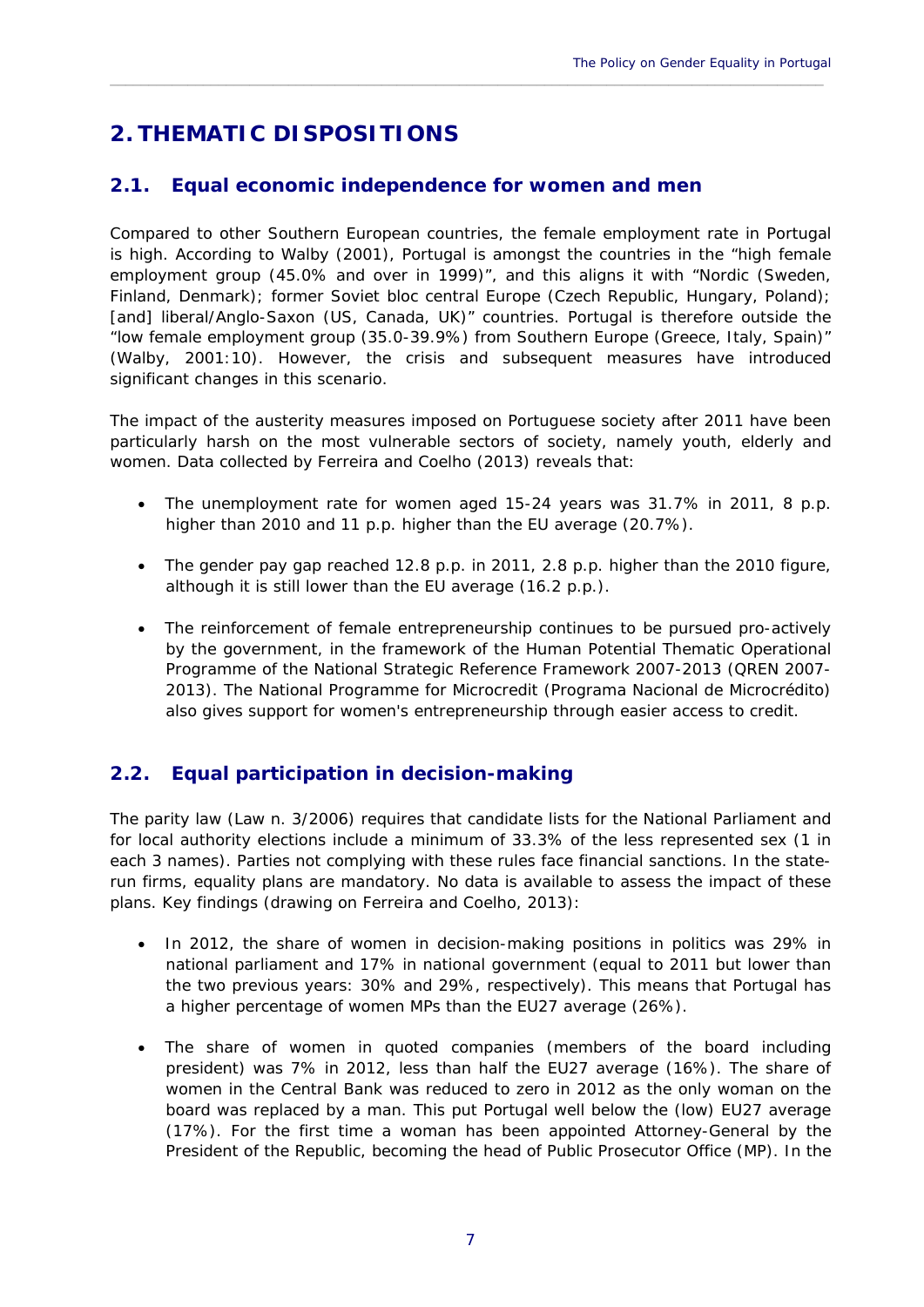# 2. THEMATIC DISPOSITIONS

## 2.1. Equal economic independence for women and men

Compared to other Southern European countries, the female employment rate in Portugal is high. According to Walby (2001), Portugal is amongst the countries in the "high female employment group (45.0% and over in 1999)", and this aligns it with "Nordic (Sweden, Finland, Denmark); former Soviet bloc central Europe (Czech Republic, Hungary, Poland); [and] liberal/Anglo-Saxon (US, Canada, UK)" countries. Portugal is therefore outside the "low female employment group (35.0-39.9%) from Southern Europe (Greece, Italy, Spain)" (Walby, 2001:10). However, the crisis and subsequent measures have introduced significant changes in this scenario.

The impact of the austerity measures imposed on Portuguese society after 2011 have been particularly harsh on the most vulnerable sectors of society, namely youth, elderly and women. Data collected by Ferreira and Coelho (2013) reveals that:

- The unemployment rate for women aged 15-24 years was 31.7% in 2011, 8 p.p. higher than 2010 and 11 p.p. higher than the EU average (20.7%).
- The gender pay gap reached 12.8 p.p. in 2011, 2.8 p.p. higher than the 2010 figure, although it is still lower than the EU average (16.2 p.p.).
- The reinforcement of female entrepreneurship continues to be pursued pro-actively by the government, in the framework of the Human Potential Thematic Operational Programme of the National Strategic Reference Framework 2007-2013 (QREN 2007-2013). The National Programme for Microcredit (Programa Nacional de Microcrédito) also gives support for women's entrepreneurship through easier access to credit.

## 2.2. Equal participation in decision-making

The parity law (Law n. 3/2006) requires that candidate lists for the National Parliament and for local authority elections include a minimum of 33.3% of the less represented sex (1 in each 3 names). Parties not complying with these rules face financial sanctions. In the state-run firms, equality plans are mandatory. No data is available to assess the impact of these plans. Key findings (drawing on Ferreira and Coelho, 2013):

- In 2012, the share of women in decision-making positions in politics was 29% in national parliament and 17% in national government (equal to 2011 but lower than the two previous years: 30% and 29%, respectively). This means that Portugal has a higher percentage of women MPs than the EU27 average (26%).
- The share of women in quoted companies (members of the board including president) was 7% in 2012, less than half the EU27 average (16%). The share of women in the Central Bank was reduced to zero in 2012 as the only woman on the board was replaced by a man. This put Portugal well below the (low) EU27 average (17%). For the first time a woman has been appointed Attorney-General by the President of the Republic, becoming the head of Public Prosecutor Office (MP). In the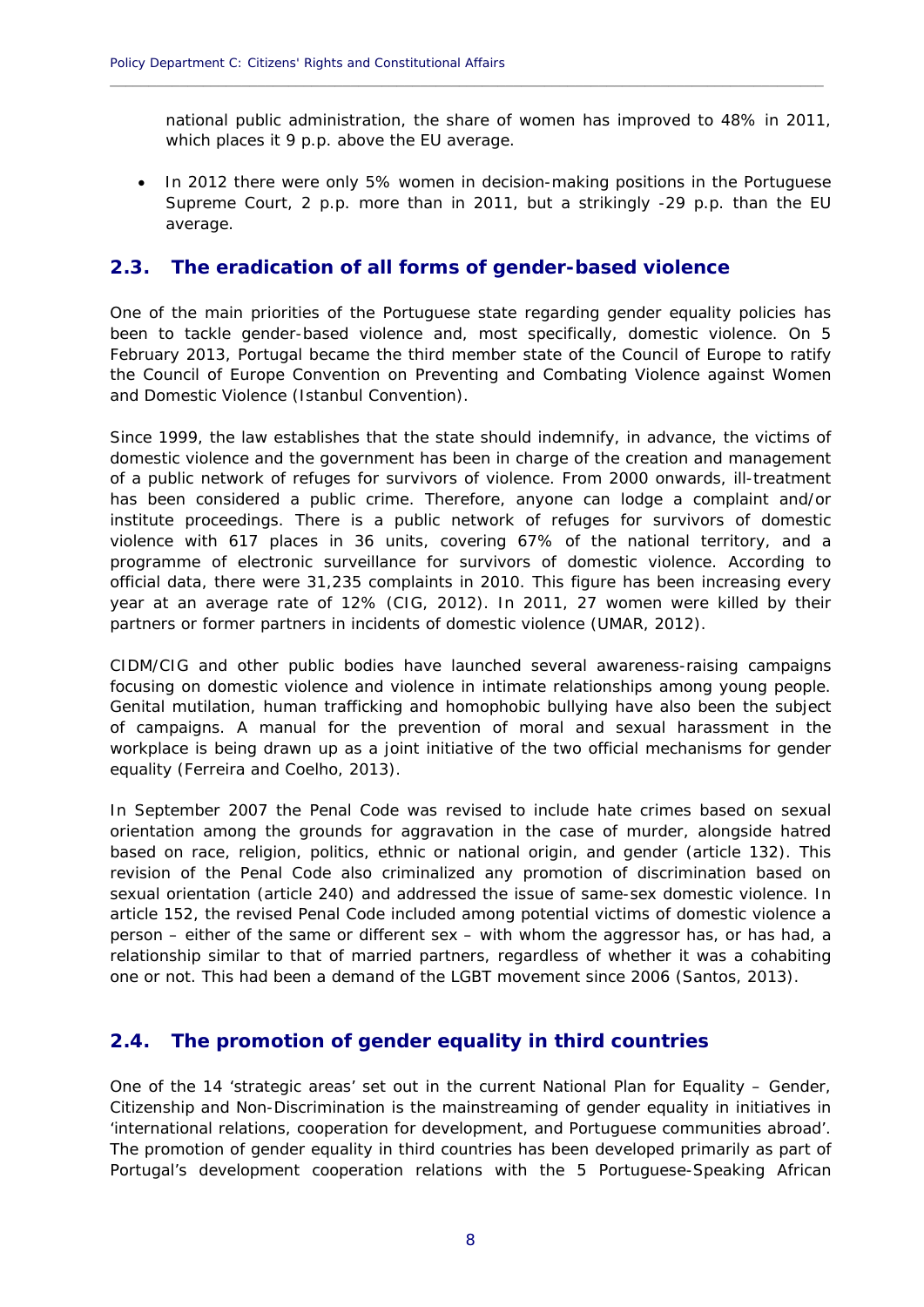national public administration, the share of women has improved to 48% in 2011, which places it 9 p.p. above the EU average.

- In 2012 there were only 5% women in decision-making positions in the Portuguese Supreme Court, 2 p.p. more than in 2011, but a strikingly -29 p.p. than the EU average.

## 2.3. The eradication of all forms of gender-based violence

One of the main priorities of the Portuguese state regarding gender equality policies has been to tackle gender-based violence and, most specifically, domestic violence. On 5 February 2013, Portugal became the third member state of the Council of Europe to ratify the Council of Europe Convention on Preventing and Combating Violence against Women and Domestic Violence (Istanbul Convention).

Since 1999, the law establishes that the state should indemnify, in advance, the victims of domestic violence and the government has been in charge of the creation and management of a public network of refuges for survivors of violence. From 2000 onwards, ill-treatment has been considered a public crime. Therefore, anyone can lodge a complaint and/or institute proceedings. There is a public network of refuges for survivors of domestic violence with 617 places in 36 units, covering 67% of the national territory, and a programme of electronic surveillance for survivors of domestic violence. According to official data, there were 31,235 complaints in 2010. This figure has been increasing every year at an average rate of 12% (CIG, 2012). In 2011, 27 women were killed by their partners or former partners in incidents of domestic violence (UMAR, 2012).

CIDM/CIG and other public bodies have launched several awareness-raising campaigns focusing on domestic violence and violence in intimate relationships among young people. Genital mutilation, human trafficking and homophobic bullying have also been the subject of campaigns. A manual for the prevention of moral and sexual harassment in the workplace is being drawn up as a joint initiative of the two official mechanisms for gender equality (Ferreira and Coelho, 2013).

In September 2007 the Penal Code was revised to include hate crimes based on sexual orientation among the grounds for aggravation in the case of murder, alongside hatred based on race, religion, politics, ethnic or national origin, and gender (article 132). This revision of the Penal Code also criminalized any promotion of discrimination based on sexual orientation (article 240) and addressed the issue of same-sex domestic violence. In article 152, the revised Penal Code included among potential victims of domestic violence a person – either of the same or different sex – with whom the aggressor has, or has had, a relationship similar to that of married partners, regardless of whether it was a cohabiting one or not. This had been a demand of the LGBT movement since 2006 (Santos, 2013).

## 2.4. The promotion of gender equality in third countries

One of the 14 'strategic areas' set out in the current National Plan for Equality – Gender, Citizenship and Non-Discrimination is the mainstreaming of gender equality in initiatives in 'international relations, cooperation for development, and Portuguese communities abroad'. The promotion of gender equality in third countries has been developed primarily as part of Portugal's development cooperation relations with the 5 Portuguese-Speaking African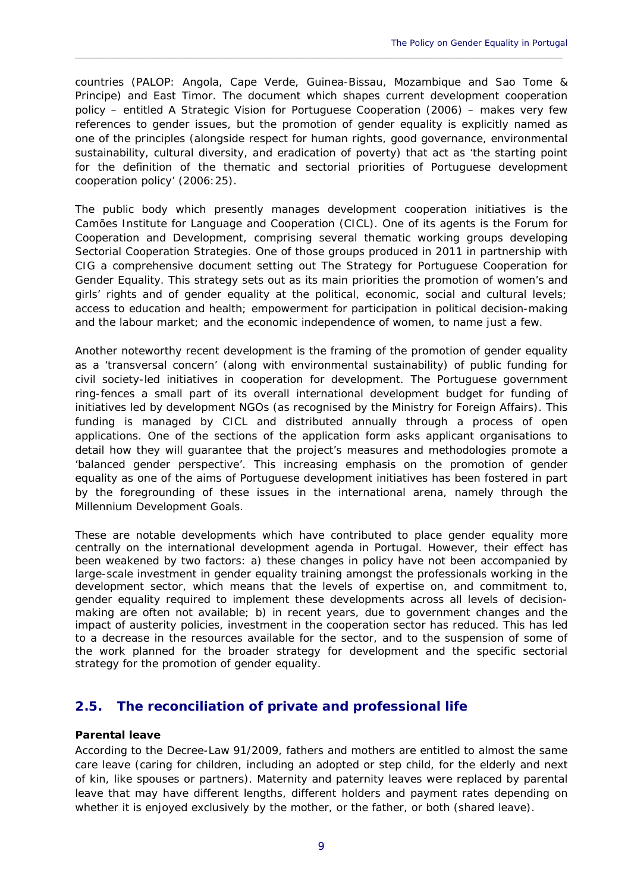countries (PALOP: Angola, Cape Verde, Guinea-Bissau, Mozambique and Sao Tome & Principe) and East Timor. The document which shapes current development cooperation policy – entitled A Strategic Vision for Portuguese Cooperation (2006) – makes very few references to gender issues, but the promotion of gender equality is explicitly named as one of the principles (alongside respect for human rights, good governance, environmental sustainability, cultural diversity, and eradication of poverty) that act as 'the starting point for the definition of the thematic and sectorial priorities of Portuguese development cooperation policy' (2006:25).

The public body which presently manages development cooperation initiatives is the Camões Institute for Language and Cooperation (CICL). One of its agents is the Forum for Cooperation and Development, comprising several thematic working groups developing Sectorial Cooperation Strategies. One of those groups produced in 2011 in partnership with CIG a comprehensive document setting out The Strategy for Portuguese Cooperation for Gender Equality. This strategy sets out as its main priorities the promotion of women's and girls' rights and of gender equality at the political, economic, social and cultural levels; access to education and health; empowerment for participation in political decision-making and the labour market; and the economic independence of women, to name just a few.

Another noteworthy recent development is the framing of the promotion of gender equality as a 'transversal concern' (along with environmental sustainability) of public funding for civil society-led initiatives in cooperation for development. The Portuguese government ring-fences a small part of its overall international development budget for funding of initiatives led by development NGOs (as recognised by the Ministry for Foreign Affairs). This funding is managed by CICL and distributed annually through a process of open applications. One of the sections of the application form asks applicant organisations to detail how they will guarantee that the project's measures and methodologies promote a 'balanced gender perspective'. This increasing emphasis on the promotion of gender equality as one of the aims of Portuguese development initiatives has been fostered in part by the foregrounding of these issues in the international arena, namely through the Millennium Development Goals.

These are notable developments which have contributed to place gender equality more centrally on the international development agenda in Portugal. However, their effect has been weakened by two factors: a) these changes in policy have not been accompanied by large-scale investment in gender equality training amongst the professionals working in the development sector, which means that the levels of expertise on, and commitment to, gender equality required to implement these developments across all levels of decision-making are often not available; b) in recent years, due to government changes and the impact of austerity policies, investment in the cooperation sector has reduced. This has led to a decrease in the resources available for the sector, and to the suspension of some of the work planned for the broader strategy for development and the specific sectorial strategy for the promotion of gender equality.

## 2.5. The reconciliation of private and professional life

**Parental leave**

According to the Decree-Law 91/2009, fathers and mothers are entitled to almost the same care leave (caring for children, including an adopted or step child, for the elderly and next of kin, like spouses or partners). Maternity and paternity leaves were replaced by parental leave that may have different lengths, different holders and payment rates depending on whether it is enjoyed exclusively by the mother, or the father, or both (shared leave).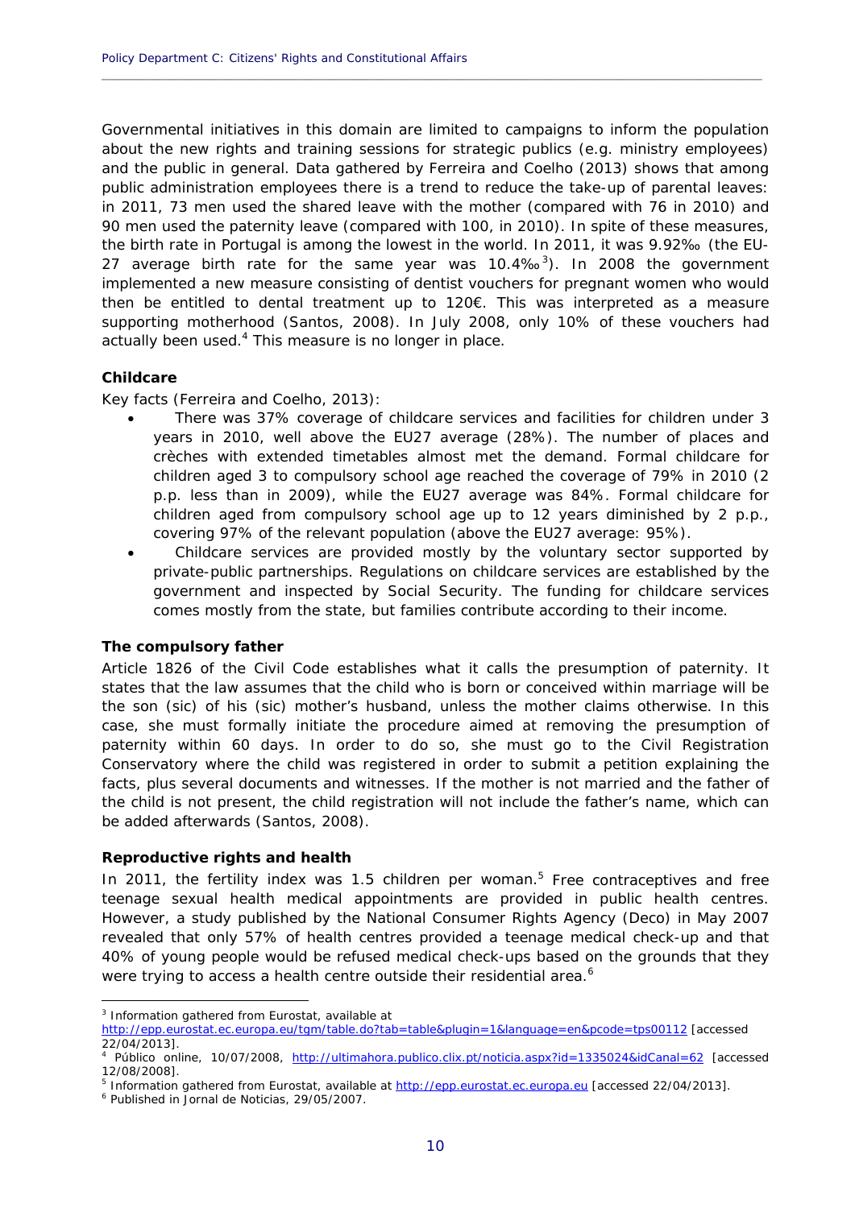Governmental initiatives in this domain are limited to campaigns to inform the population about the new rights and training sessions for strategic publics (e.g. ministry employees) and the public in general. Data gathered by Ferreira and Coelho (2013) shows that among public administration employees there is a trend to reduce the take-up of parental leaves: in 2011, 73 men used the shared leave with the mother (compared with 76 in 2010) and 90 men used the paternity leave (compared with 100, in 2010). In spite of these measures, the birth rate in Portugal is among the lowest in the world. In 2011, it was 9.92‰ (the EU-27 average birth rate for the same year was 10.4‰[3]). In 2008 the government implemented a new measure consisting of dentist vouchers for pregnant women who would then be entitled to dental treatment up to 120€. This was interpreted as a measure supporting motherhood (Santos, 2008). In July 2008, only 10% of these vouchers had actually been used.[4] This measure is no longer in place.

**Childcare**

Key facts (Ferreira and Coelho, 2013):

- There was 37% coverage of childcare services and facilities for children under 3 years in 2010, well above the EU27 average (28%). The number of places and crèches with extended timetables almost met the demand. Formal childcare for children aged 3 to compulsory school age reached the coverage of 79% in 2010 (2 p.p. less than in 2009), while the EU27 average was 84%. Formal childcare for children aged from compulsory school age up to 12 years diminished by 2 p.p., covering 97% of the relevant population (above the EU27 average: 95%).
- Childcare services are provided mostly by the voluntary sector supported by private-public partnerships. Regulations on childcare services are established by the government and inspected by Social Security. The funding for childcare services comes mostly from the state, but families contribute according to their income.

**The compulsory father**

Article 1826 of the Civil Code establishes what it calls the presumption of paternity. It states that the law assumes that the child who is born or conceived within marriage will be the son (sic) of his (sic) mother's husband, unless the mother claims otherwise. In this case, she must formally initiate the procedure aimed at removing the presumption of paternity within 60 days. In order to do so, she must go to the Civil Registration Conservatory where the child was registered in order to submit a petition explaining the facts, plus several documents and witnesses. If the mother is not married and the father of the child is not present, the child registration will not include the father's name, which can be added afterwards (Santos, 2008).

**Reproductive rights and health**

In 2011, the fertility index was 1.5 children per woman.[5] Free contraceptives and free teenage sexual health medical appointments are provided in public health centres. However, a study published by the National Consumer Rights Agency (Deco) in May 2007 revealed that only 57% of health centres provided a teenage medical check-up and that 40% of young people would be refused medical check-ups based on the grounds that they were trying to access a health centre outside their residential area.[6]

---

[3] Information gathered from Eurostat, available at http://epp.eurostat.ec.europa.eu/tgm/table.do?tab=table&plugin=1&language=en&pcode=tps00112 [accessed 22/04/2013].

[4] Público online, 10/07/2008, http://ultimahora.publico.clix.pt/noticia.aspx?id=1335024&idCanal=62 [accessed 12/08/2008].

[5] Information gathered from Eurostat, available at http://epp.eurostat.ec.europa.eu [accessed 22/04/2013].

[6] Published in Jornal de Noticias, 29/05/2007.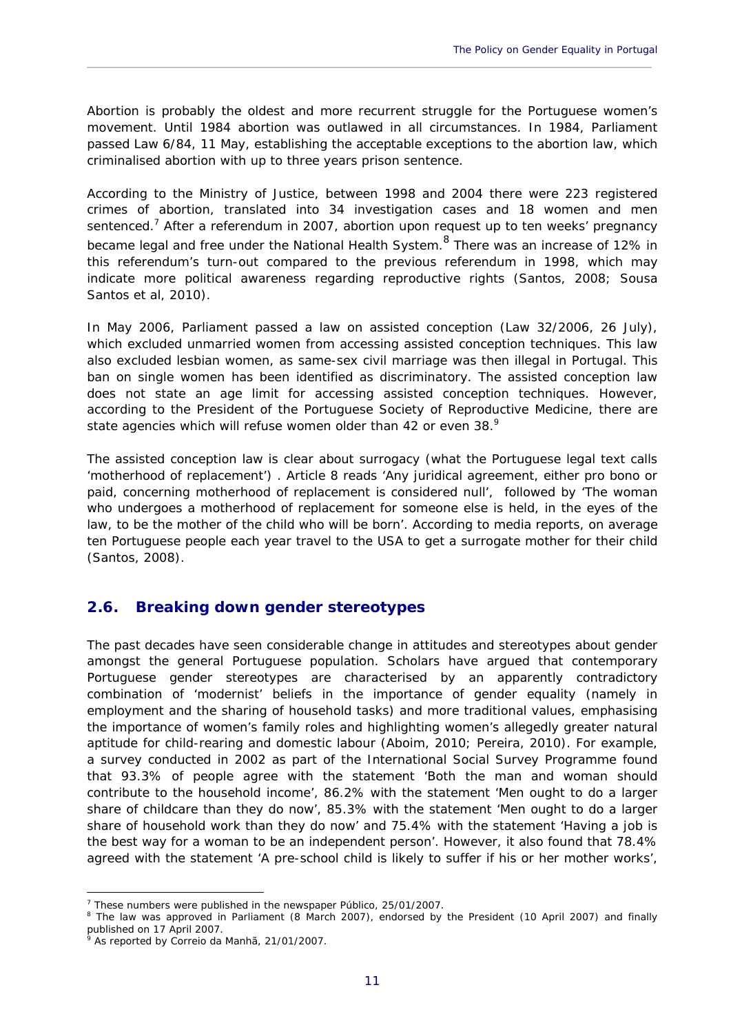Abortion is probably the oldest and more recurrent struggle for the Portuguese women's movement. Until 1984 abortion was outlawed in all circumstances. In 1984, Parliament passed Law 6/84, 11 May, establishing the acceptable exceptions to the abortion law, which criminalised abortion with up to three years prison sentence.

According to the Ministry of Justice, between 1998 and 2004 there were 223 registered crimes of abortion, translated into 34 investigation cases and 18 women and men sentenced.[7] After a referendum in 2007, abortion upon request up to ten weeks' pregnancy became legal and free under the National Health System.[8] There was an increase of 12% in this referendum's turn-out compared to the previous referendum in 1998, which may indicate more political awareness regarding reproductive rights (Santos, 2008; Sousa Santos et al, 2010).

In May 2006, Parliament passed a law on assisted conception (Law 32/2006, 26 July), which excluded unmarried women from accessing assisted conception techniques. This law also excluded lesbian women, as same-sex civil marriage was then illegal in Portugal. This ban on single women has been identified as discriminatory. The assisted conception law does not state an age limit for accessing assisted conception techniques. However, according to the President of the Portuguese Society of Reproductive Medicine, there are state agencies which will refuse women older than 42 or even 38.[9]

The assisted conception law is clear about surrogacy (what the Portuguese legal text calls 'motherhood of replacement') . Article 8 reads 'Any juridical agreement, either pro bono or paid, concerning motherhood of replacement is considered null', followed by 'The woman who undergoes a motherhood of replacement for someone else is held, in the eyes of the law, to be the mother of the child who will be born'. According to media reports, on average ten Portuguese people each year travel to the USA to get a surrogate mother for their child (Santos, 2008).

## 2.6. Breaking down gender stereotypes

The past decades have seen considerable change in attitudes and stereotypes about gender amongst the general Portuguese population. Scholars have argued that contemporary Portuguese gender stereotypes are characterised by an apparently contradictory combination of 'modernist' beliefs in the importance of gender equality (namely in employment and the sharing of household tasks) and more traditional values, emphasising the importance of women's family roles and highlighting women's allegedly greater natural aptitude for child-rearing and domestic labour (Aboim, 2010; Pereira, 2010). For example, a survey conducted in 2002 as part of the International Social Survey Programme found that 93.3% of people agree with the statement 'Both the man and woman should contribute to the household income', 86.2% with the statement 'Men ought to do a larger share of childcare than they do now', 85.3% with the statement 'Men ought to do a larger share of household work than they do now' and 75.4% with the statement 'Having a job is the best way for a woman to be an independent person'. However, it also found that 78.4% agreed with the statement 'A pre-school child is likely to suffer if his or her mother works',

---

[7] These numbers were published in the newspaper *Público*, 25/01/2007.

[8] The law was approved in Parliament (8 March 2007), endorsed by the President (10 April 2007) and finally published on 17 April 2007.

[9] As reported by *Correio da Manhã*, 21/01/2007.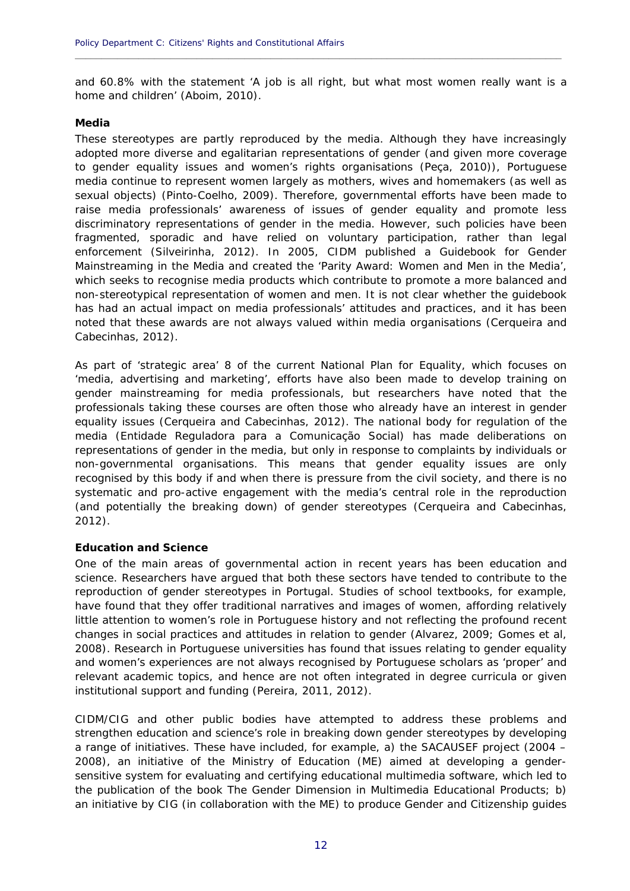and 60.8% with the statement 'A job is all right, but what most women really want is a home and children' (Aboim, 2010).

**Media**

These stereotypes are partly reproduced by the media. Although they have increasingly adopted more diverse and egalitarian representations of gender (and given more coverage to gender equality issues and women's rights organisations (Peça, 2010)), Portuguese media continue to represent women largely as mothers, wives and homemakers (as well as sexual objects) (Pinto-Coelho, 2009). Therefore, governmental efforts have been made to raise media professionals' awareness of issues of gender equality and promote less discriminatory representations of gender in the media. However, such policies have been fragmented, sporadic and have relied on voluntary participation, rather than legal enforcement (Silveirinha, 2012). In 2005, CIDM published a Guidebook for Gender Mainstreaming in the Media and created the 'Parity Award: Women and Men in the Media', which seeks to recognise media products which contribute to promote a more balanced and non-stereotypical representation of women and men. It is not clear whether the guidebook has had an actual impact on media professionals' attitudes and practices, and it has been noted that these awards are not always valued within media organisations (Cerqueira and Cabecinhas, 2012).

As part of 'strategic area' 8 of the current National Plan for Equality, which focuses on 'media, advertising and marketing', efforts have also been made to develop training on gender mainstreaming for media professionals, but researchers have noted that the professionals taking these courses are often those who already have an interest in gender equality issues (Cerqueira and Cabecinhas, 2012). The national body for regulation of the media (Entidade Reguladora para a Comunicação Social) has made deliberations on representations of gender in the media, but only in response to complaints by individuals or non-governmental organisations. This means that gender equality issues are only recognised by this body if and when there is pressure from the civil society, and there is no systematic and pro-active engagement with the media's central role in the reproduction (and potentially the breaking down) of gender stereotypes (Cerqueira and Cabecinhas, 2012).

**Education and Science**

One of the main areas of governmental action in recent years has been education and science. Researchers have argued that both these sectors have tended to contribute to the reproduction of gender stereotypes in Portugal. Studies of school textbooks, for example, have found that they offer traditional narratives and images of women, affording relatively little attention to women's role in Portuguese history and not reflecting the profound recent changes in social practices and attitudes in relation to gender (Alvarez, 2009; Gomes et al, 2008). Research in Portuguese universities has found that issues relating to gender equality and women's experiences are not always recognised by Portuguese scholars as 'proper' and relevant academic topics, and hence are not often integrated in degree curricula or given institutional support and funding (Pereira, 2011, 2012).

CIDM/CIG and other public bodies have attempted to address these problems and strengthen education and science's role in breaking down gender stereotypes by developing a range of initiatives. These have included, for example, a) the SACAUSEF project (2004 – 2008), an initiative of the Ministry of Education (ME) aimed at developing a gender-sensitive system for evaluating and certifying educational multimedia software, which led to the publication of the book The Gender Dimension in Multimedia Educational Products; b) an initiative by CIG (in collaboration with the ME) to produce Gender and Citizenship guides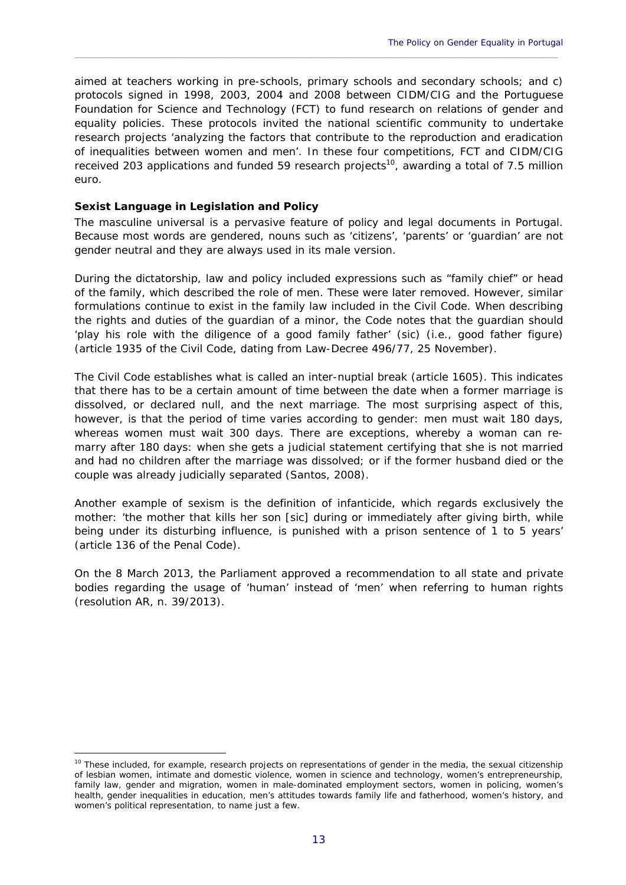aimed at teachers working in pre-schools, primary schools and secondary schools; and c) protocols signed in 1998, 2003, 2004 and 2008 between CIDM/CIG and the Portuguese Foundation for Science and Technology (FCT) to fund research on relations of gender and equality policies. These protocols invited the national scientific community to undertake research projects 'analyzing the factors that contribute to the reproduction and eradication of inequalities between women and men'. In these four competitions, FCT and CIDM/CIG received 203 applications and funded 59 research projects[10], awarding a total of 7.5 million euro.

**Sexist Language in Legislation and Policy**

The masculine universal is a pervasive feature of policy and legal documents in Portugal. Because most words are gendered, nouns such as 'citizens', 'parents' or 'guardian' are not gender neutral and they are always used in its male version.

During the dictatorship, law and policy included expressions such as "family chief" or head of the family, which described the role of men. These were later removed. However, similar formulations continue to exist in the family law included in the Civil Code. When describing the rights and duties of the guardian of a minor, the Code notes that the guardian should 'play his role with the diligence of a good family father' (sic) (i.e., good father figure) (article 1935 of the Civil Code, dating from Law-Decree 496/77, 25 November).

The Civil Code establishes what is called an inter-nuptial break (article 1605). This indicates that there has to be a certain amount of time between the date when a former marriage is dissolved, or declared null, and the next marriage. The most surprising aspect of this, however, is that the period of time varies according to gender: men must wait 180 days, whereas women must wait 300 days. There are exceptions, whereby a woman can re-marry after 180 days: when she gets a judicial statement certifying that she is not married and had no children after the marriage was dissolved; or if the former husband died or the couple was already judicially separated (Santos, 2008).

Another example of sexism is the definition of infanticide, which regards exclusively the mother: 'the mother that kills her son [sic] during or immediately after giving birth, while being under its disturbing influence, is punished with a prison sentence of 1 to 5 years' (article 136 of the Penal Code).

On the 8 March 2013, the Parliament approved a recommendation to all state and private bodies regarding the usage of 'human' instead of 'men' when referring to human rights (resolution AR, n. 39/2013).

[10] These included, for example, research projects on representations of gender in the media, the sexual citizenship of lesbian women, intimate and domestic violence, women in science and technology, women's entrepreneurship, family law, gender and migration, women in male-dominated employment sectors, women in policing, women's health, gender inequalities in education, men's attitudes towards family life and fatherhood, women's history, and women's political representation, to name just a few.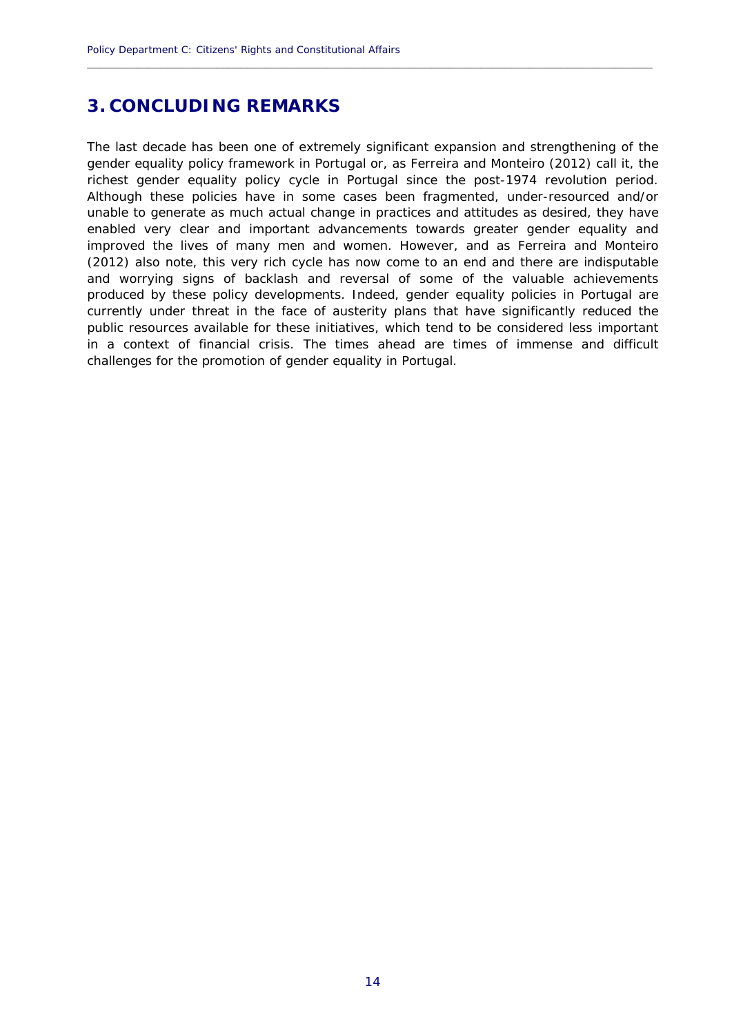# 3. CONCLUDING REMARKS

The last decade has been one of extremely significant expansion and strengthening of the gender equality policy framework in Portugal or, as Ferreira and Monteiro (2012) call it, the richest gender equality policy cycle in Portugal since the post-1974 revolution period. Although these policies have in some cases been fragmented, under-resourced and/or unable to generate as much actual change in practices and attitudes as desired, they have enabled very clear and important advancements towards greater gender equality and improved the lives of many men and women. However, and as Ferreira and Monteiro (2012) also note, this very rich cycle has now come to an end and there are indisputable and worrying signs of backlash and reversal of some of the valuable achievements produced by these policy developments. Indeed, gender equality policies in Portugal are currently under threat in the face of austerity plans that have significantly reduced the public resources available for these initiatives, which tend to be considered less important in a context of financial crisis. The times ahead are times of immense and difficult challenges for the promotion of gender equality in Portugal.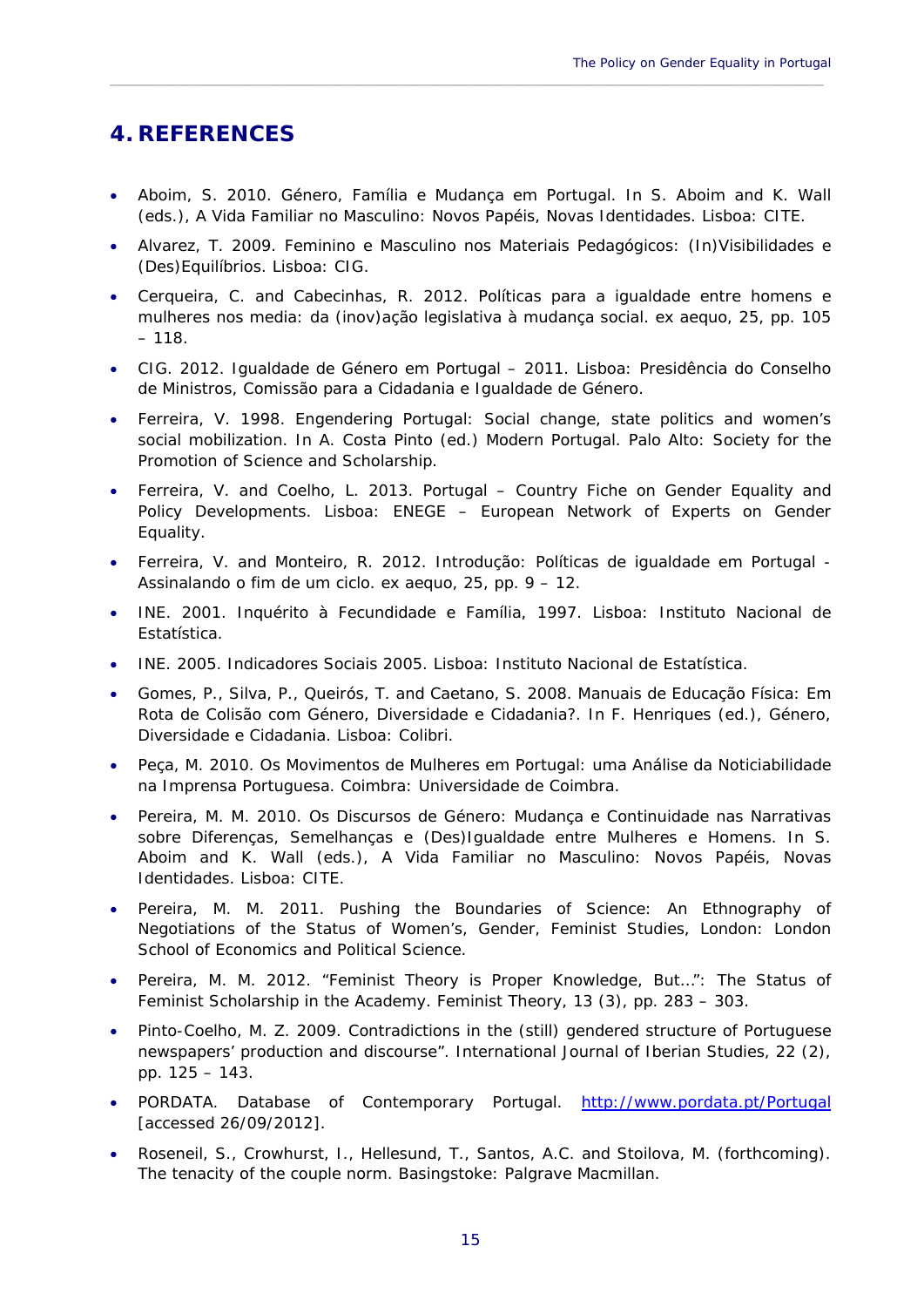## 4. REFERENCES

- Aboim, S. 2010. Género, Família e Mudança em Portugal. In S. Aboim and K. Wall (eds.), A Vida Familiar no Masculino: Novos Papéis, Novas Identidades. Lisboa: CITE.
- Alvarez, T. 2009. Feminino e Masculino nos Materiais Pedagógicos: (In)Visibilidades e (Des)Equilíbrios. Lisboa: CIG.
- Cerqueira, C. and Cabecinhas, R. 2012. Políticas para a igualdade entre homens e mulheres nos media: da (inov)ação legislativa à mudança social. ex aequo, 25, pp. 105 – 118.
- CIG. 2012. Igualdade de Género em Portugal – 2011. Lisboa: Presidência do Conselho de Ministros, Comissão para a Cidadania e Igualdade de Género.
- Ferreira, V. 1998. Engendering Portugal: Social change, state politics and women's social mobilization. In A. Costa Pinto (ed.) Modern Portugal. Palo Alto: Society for the Promotion of Science and Scholarship.
- Ferreira, V. and Coelho, L. 2013. Portugal – Country Fiche on Gender Equality and Policy Developments. Lisboa: ENEGE – European Network of Experts on Gender Equality.
- Ferreira, V. and Monteiro, R. 2012. Introdução: Políticas de igualdade em Portugal - Assinalando o fim de um ciclo. ex aequo, 25, pp. 9 – 12.
- INE. 2001. Inquérito à Fecundidade e Família, 1997. Lisboa: Instituto Nacional de Estatística.
- INE. 2005. Indicadores Sociais 2005. Lisboa: Instituto Nacional de Estatística.
- Gomes, P., Silva, P., Queirós, T. and Caetano, S. 2008. Manuais de Educação Física: Em Rota de Colisão com Género, Diversidade e Cidadania?. In F. Henriques (ed.), Género, Diversidade e Cidadania. Lisboa: Colibri.
- Peça, M. 2010. Os Movimentos de Mulheres em Portugal: uma Análise da Noticiabilidade na Imprensa Portuguesa. Coimbra: Universidade de Coimbra.
- Pereira, M. M. 2010. Os Discursos de Género: Mudança e Continuidade nas Narrativas sobre Diferenças, Semelhanças e (Des)Igualdade entre Mulheres e Homens. In S. Aboim and K. Wall (eds.), A Vida Familiar no Masculino: Novos Papéis, Novas Identidades. Lisboa: CITE.
- Pereira, M. M. 2011. Pushing the Boundaries of Science: An Ethnography of Negotiations of the Status of Women's, Gender, Feminist Studies, London: London School of Economics and Political Science.
- Pereira, M. M. 2012. "Feminist Theory is Proper Knowledge, But…": The Status of Feminist Scholarship in the Academy. Feminist Theory, 13 (3), pp. 283 – 303.
- Pinto-Coelho, M. Z. 2009. Contradictions in the (still) gendered structure of Portuguese newspapers' production and discourse". International Journal of Iberian Studies, 22 (2), pp. 125 – 143.
- PORDATA. Database of Contemporary Portugal. http://www.pordata.pt/Portugal [accessed 26/09/2012].
- Roseneil, S., Crowhurst, I., Hellesund, T., Santos, A.C. and Stoilova, M. (forthcoming). The tenacity of the couple norm. Basingstoke: Palgrave Macmillan.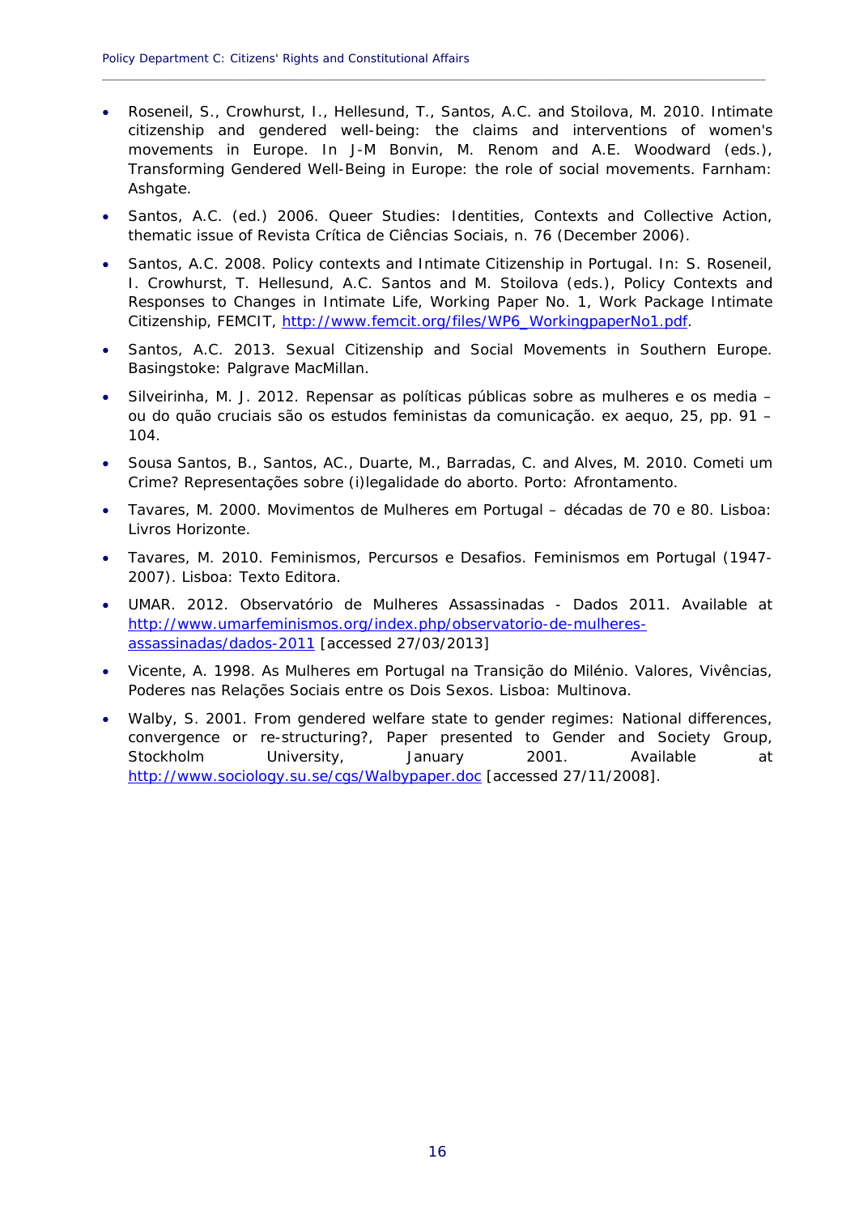- Roseneil, S., Crowhurst, I., Hellesund, T., Santos, A.C. and Stoilova, M. 2010. Intimate citizenship and gendered well-being: the claims and interventions of women's movements in Europe. In J-M Bonvin, M. Renom and A.E. Woodward (eds.), Transforming Gendered Well-Being in Europe: the role of social movements. Farnham: Ashgate.
- Santos, A.C. (ed.) 2006. Queer Studies: Identities, Contexts and Collective Action, thematic issue of Revista Crítica de Ciências Sociais, n. 76 (December 2006).
- Santos, A.C. 2008. Policy contexts and Intimate Citizenship in Portugal. In: S. Roseneil, I. Crowhurst, T. Hellesund, A.C. Santos and M. Stoilova (eds.), Policy Contexts and Responses to Changes in Intimate Life, Working Paper No. 1, Work Package Intimate Citizenship, FEMCIT, http://www.femcit.org/files/WP6_WorkingpaperNo1.pdf.
- Santos, A.C. 2013. Sexual Citizenship and Social Movements in Southern Europe. Basingstoke: Palgrave MacMillan.
- Silveirinha, M. J. 2012. Repensar as políticas públicas sobre as mulheres e os media – ou do quão cruciais são os estudos feministas da comunicação. ex aequo, 25, pp. 91 – 104.
- Sousa Santos, B., Santos, AC., Duarte, M., Barradas, C. and Alves, M. 2010. Cometi um Crime? Representações sobre (i)legalidade do aborto. Porto: Afrontamento.
- Tavares, M. 2000. Movimentos de Mulheres em Portugal – décadas de 70 e 80. Lisboa: Livros Horizonte.
- Tavares, M. 2010. Feminismos, Percursos e Desafios. Feminismos em Portugal (1947-2007). Lisboa: Texto Editora.
- UMAR. 2012. Observatório de Mulheres Assassinadas - Dados 2011. Available at http://www.umarfeminismos.org/index.php/observatorio-de-mulheres-assassinadas/dados-2011 [accessed 27/03/2013]
- Vicente, A. 1998. As Mulheres em Portugal na Transição do Milénio. Valores, Vivências, Poderes nas Relações Sociais entre os Dois Sexos. Lisboa: Multinova.
- Walby, S. 2001. From gendered welfare state to gender regimes: National differences, convergence or re-structuring?, Paper presented to Gender and Society Group, Stockholm University, January 2001. Available at http://www.sociology.su.se/cgs/Walbypaper.doc [accessed 27/11/2008].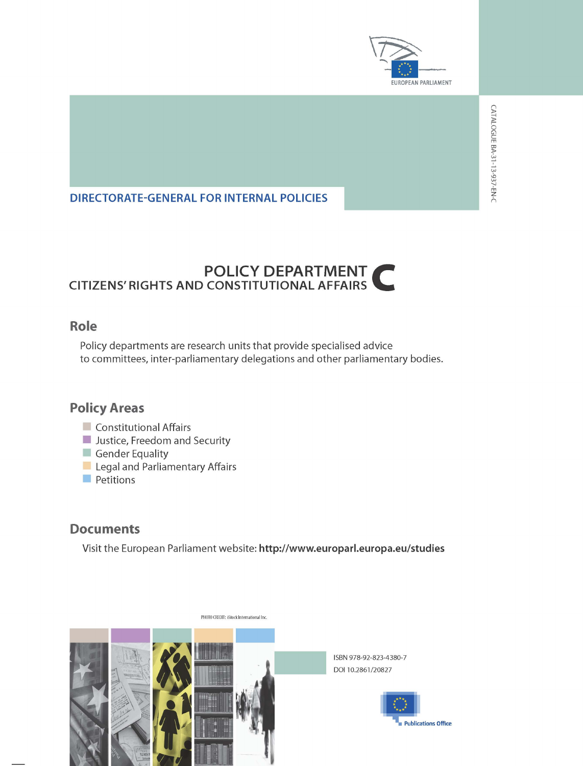EUROPEAN PARLIAMENT

CATALOGUE BA-31-13-937-EN-C

DIRECTORATE-GENERAL FOR INTERNAL POLICIES

# POLICY DEPARTMENT C
## CITIZENS' RIGHTS AND CONSTITUTIONAL AFFAIRS

## Role

Policy departments are research units that provide specialised advice to committees, inter-parliamentary delegations and other parliamentary bodies.

## Policy Areas

- Constitutional Affairs
- Justice, Freedom and Security
- Gender Equality
- Legal and Parliamentary Affairs
- Petitions

## Documents

Visit the European Parliament website: **http://www.europarl.europa.eu/studies**

PHOTO CREDIT: iStock International Inc.

ISBN 978-92-823-4380-7

DOI 10.2861/20827

Publications Office